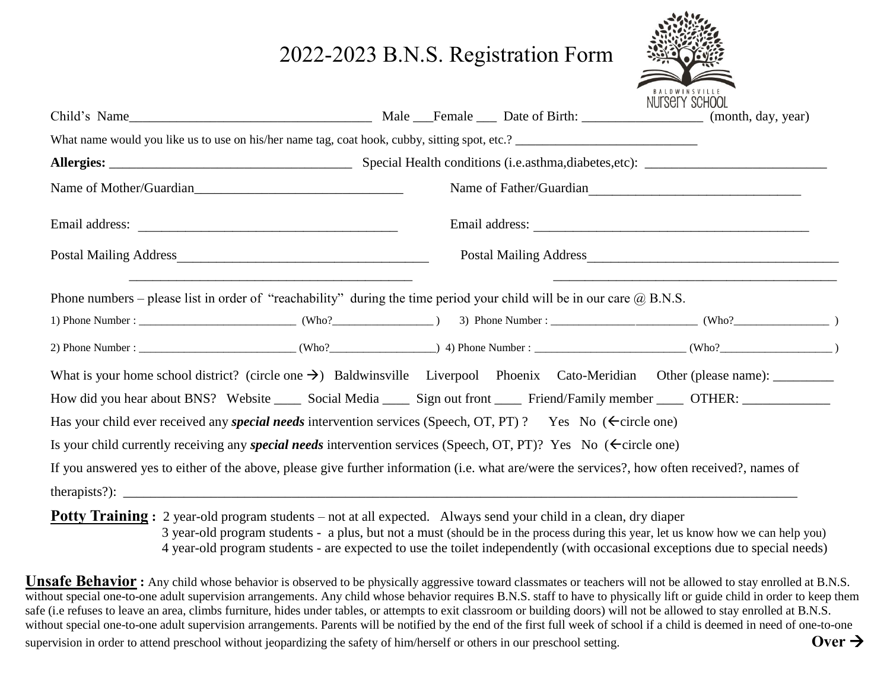# 2022-2023 B.N.S. Registration Form

BALDWINSVILLE NURSERY SCHOOL

Child's Name____________________________________ Male ___Female ___ Date of Birth: _________________ (month, day, year)

What name would you like us to use on his/her name tag, coat hook, cubby, sitting spot, etc.? ____________________________

**Allergies:** ____________________________________ Special Health conditions (i.e.asthma,diabetes,etc): ___________________________

Name of Mother/Guardian_______________________________ Name of Father/Guardian_______________________________

Email address: _______________________________________ Email address: ________________________________________

Postal Mailing Address_____________________________________ Postal Mailing Address_____________________________________

__________________________________________ __________________________________________

Phone numbers – please list in order of "reachability" during the time period your child will be in our care @ B.N.S.

1) Phone Number : ____________________________ (Who?__________________ ) 3) Phone Number : ___________________________ (Who?_________________ )

2) Phone Number : ____________________________ (Who?___________________) 4) Phone Number : ___________________________ (Who?____________________ )

What is your home school district? (circle one →) Baldwinsville Liverpool Phoenix Cato-Meridian Other (please name): _________

How did you hear about BNS? Website ____ Social Media ____ Sign out front ____ Friend/Family member ____ OTHER: _____________

Has your child ever received any ***special needs*** intervention services (Speech, OT, PT) ? Yes No (←circle one)

Is your child currently receiving any ***special needs*** intervention services (Speech, OT, PT)? Yes No (←circle one)

If you answered yes to either of the above, please give further information (i.e. what are/were the services?, how often received?, names of therapists?): _______________________________________________________________________________________________

**Potty Training :** 2 year-old program students – not at all expected. Always send your child in a clean, dry diaper
3 year-old program students - a plus, but not a must (should be in the process during this year, let us know how we can help you)
4 year-old program students - are expected to use the toilet independently (with occasional exceptions due to special needs)

**Unsafe Behavior :** Any child whose behavior is observed to be physically aggressive toward classmates or teachers will not be allowed to stay enrolled at B.N.S. without special one-to-one adult supervision arrangements. Any child whose behavior requires B.N.S. staff to have to physically lift or guide child in order to keep them safe (i.e refuses to leave an area, climbs furniture, hides under tables, or attempts to exit classroom or building doors) will not be allowed to stay enrolled at B.N.S. without special one-to-one adult supervision arrangements. Parents will be notified by the end of the first full week of school if a child is deemed in need of one-to-one supervision in order to attend preschool without jeopardizing the safety of him/herself or others in our preschool setting.

**Over →**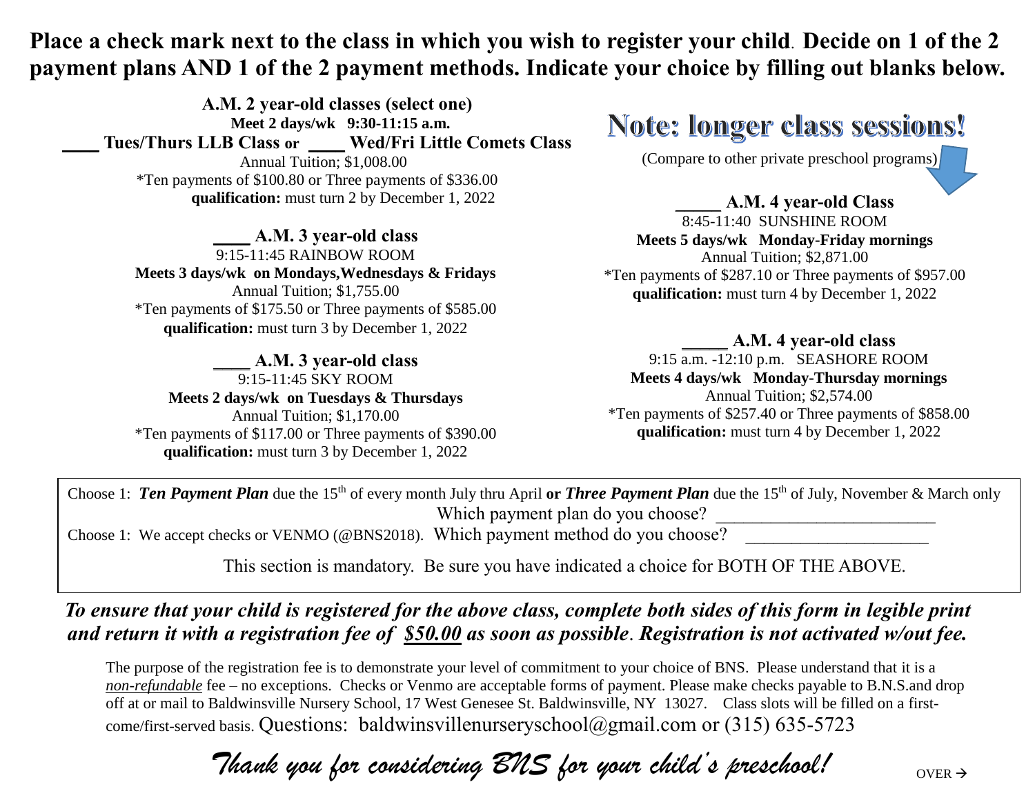**Place a check mark next to the class in which you wish to register your child. Decide on 1 of the 2 payment plans AND 1 of the 2 payment methods. Indicate your choice by filling out blanks below.**

**A.M. 2 year-old classes (select one)**
**Meet 2 days/wk 9:30-11:15 a.m.**
**____ Tues/Thurs LLB Class or ____ Wed/Fri Little Comets Class**
Annual Tuition; $1,008.00
*Ten payments of $100.80 or Three payments of $336.00
**qualification:** must turn 2 by December 1, 2022

**____ A.M. 3 year-old class**
9:15-11:45 RAINBOW ROOM
**Meets 3 days/wk on Mondays,Wednesdays & Fridays**
Annual Tuition; $1,755.00
*Ten payments of $175.50 or Three payments of $585.00
**qualification:** must turn 3 by December 1, 2022

**____ A.M. 3 year-old class**
9:15-11:45 SKY ROOM
**Meets 2 days/wk on Tuesdays & Thursdays**
Annual Tuition; $1,170.00
*Ten payments of $117.00 or Three payments of $390.00
**qualification:** must turn 3 by December 1, 2022

**Note: longer class sessions!**
(Compare to other private preschool programs)

**_____ A.M. 4 year-old Class**
8:45-11:40 SUNSHINE ROOM
**Meets 5 days/wk Monday-Friday mornings**
Annual Tuition; $2,871.00
*Ten payments of $287.10 or Three payments of $957.00
**qualification:** must turn 4 by December 1, 2022

**_____ A.M. 4 year-old class**
9:15 a.m. -12:10 p.m. SEASHORE ROOM
**Meets 4 days/wk Monday-Thursday mornings**
Annual Tuition; $2,574.00
*Ten payments of $257.40 or Three payments of $858.00
**qualification:** must turn 4 by December 1, 2022

Choose 1: ***Ten Payment Plan*** due the 15th of every month July thru April **or *Three Payment Plan*** due the 15th of July, November & March only
Which payment plan do you choose? ________________________
Choose 1: We accept checks or VENMO (@BNS2018). Which payment method do you choose? ____________________

This section is mandatory. Be sure you have indicated a choice for BOTH OF THE ABOVE.

***To ensure that your child is registered for the above class, complete both sides of this form in legible print and return it with a registration fee of <u>$50.00</u> as soon as possible. Registration is not activated w/out fee.***

The purpose of the registration fee is to demonstrate your level of commitment to your choice of BNS. Please understand that it is a *<u>non-refundable</u>* fee – no exceptions. Checks or Venmo are acceptable forms of payment. Please make checks payable to B.N.S.and drop off at or mail to Baldwinsville Nursery School, 17 West Genesee St. Baldwinsville, NY 13027. Class slots will be filled on a first-come/first-served basis. Questions: baldwinsvillenurseryschool@gmail.com or (315) 635-5723

*Thank you for considering BNS for your child's preschool!*

OVER →